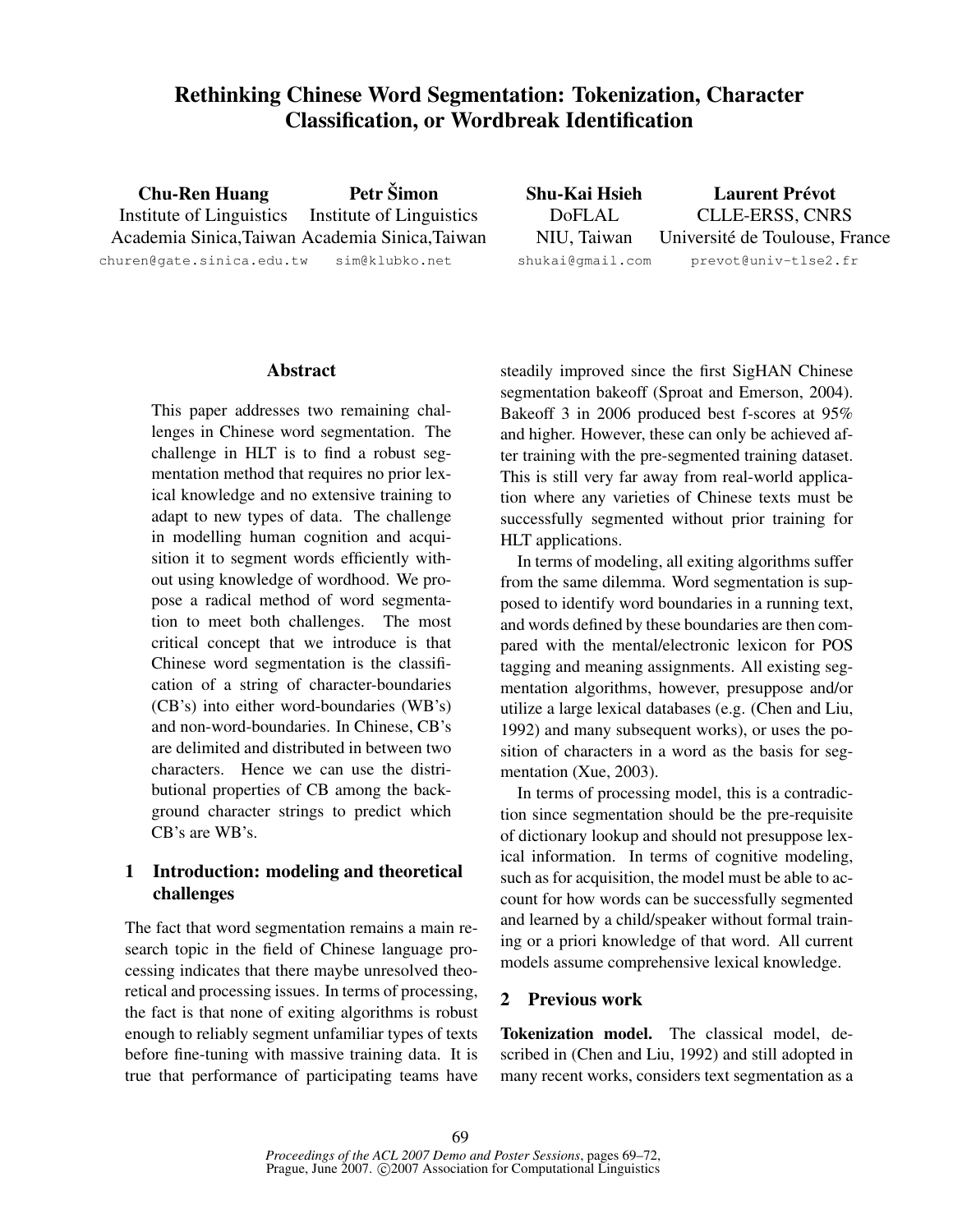# Rethinking Chinese Word Segmentation: Tokenization, Character Classification, or Wordbreak Identification

**Chu-Ren Huang**
Institute of Linguistics
Academia Sinica,Taiwan
churen@gate.sinica.edu.tw

**Petr Šimon**
Institute of Linguistics
Academia Sinica,Taiwan
sim@klubko.net

**Shu-Kai Hsieh**
DoFLAL
NIU, Taiwan
shukai@gmail.com

**Laurent Prévot**
CLLE-ERSS, CNRS
Université de Toulouse, France
prevot@univ-tlse2.fr

## Abstract

This paper addresses two remaining challenges in Chinese word segmentation. The challenge in HLT is to find a robust segmentation method that requires no prior lexical knowledge and no extensive training to adapt to new types of data. The challenge in modelling human cognition and acquisition it to segment words efficiently without using knowledge of wordhood. We propose a radical method of word segmentation to meet both challenges. The most critical concept that we introduce is that Chinese word segmentation is the classification of a string of character-boundaries (CB's) into either word-boundaries (WB's) and non-word-boundaries. In Chinese, CB's are delimited and distributed in between two characters. Hence we can use the distributional properties of CB among the background character strings to predict which CB's are WB's.

## 1 Introduction: modeling and theoretical challenges

The fact that word segmentation remains a main research topic in the field of Chinese language processing indicates that there maybe unresolved theoretical and processing issues. In terms of processing, the fact is that none of exiting algorithms is robust enough to reliably segment unfamiliar types of texts before fine-tuning with massive training data. It is true that performance of participating teams have steadily improved since the first SigHAN Chinese segmentation bakeoff (Sproat and Emerson, 2004). Bakeoff 3 in 2006 produced best f-scores at 95% and higher. However, these can only be achieved after training with the pre-segmented training dataset. This is still very far away from real-world application where any varieties of Chinese texts must be successfully segmented without prior training for HLT applications.

In terms of modeling, all exiting algorithms suffer from the same dilemma. Word segmentation is supposed to identify word boundaries in a running text, and words defined by these boundaries are then compared with the mental/electronic lexicon for POS tagging and meaning assignments. All existing segmentation algorithms, however, presuppose and/or utilize a large lexical databases (e.g. (Chen and Liu, 1992) and many subsequent works), or uses the position of characters in a word as the basis for segmentation (Xue, 2003).

In terms of processing model, this is a contradiction since segmentation should be the pre-requisite of dictionary lookup and should not presuppose lexical information. In terms of cognitive modeling, such as for acquisition, the model must be able to account for how words can be successfully segmented and learned by a child/speaker without formal training or a priori knowledge of that word. All current models assume comprehensive lexical knowledge.

## 2 Previous work

**Tokenization model.** The classical model, described in (Chen and Liu, 1992) and still adopted in many recent works, considers text segmentation as a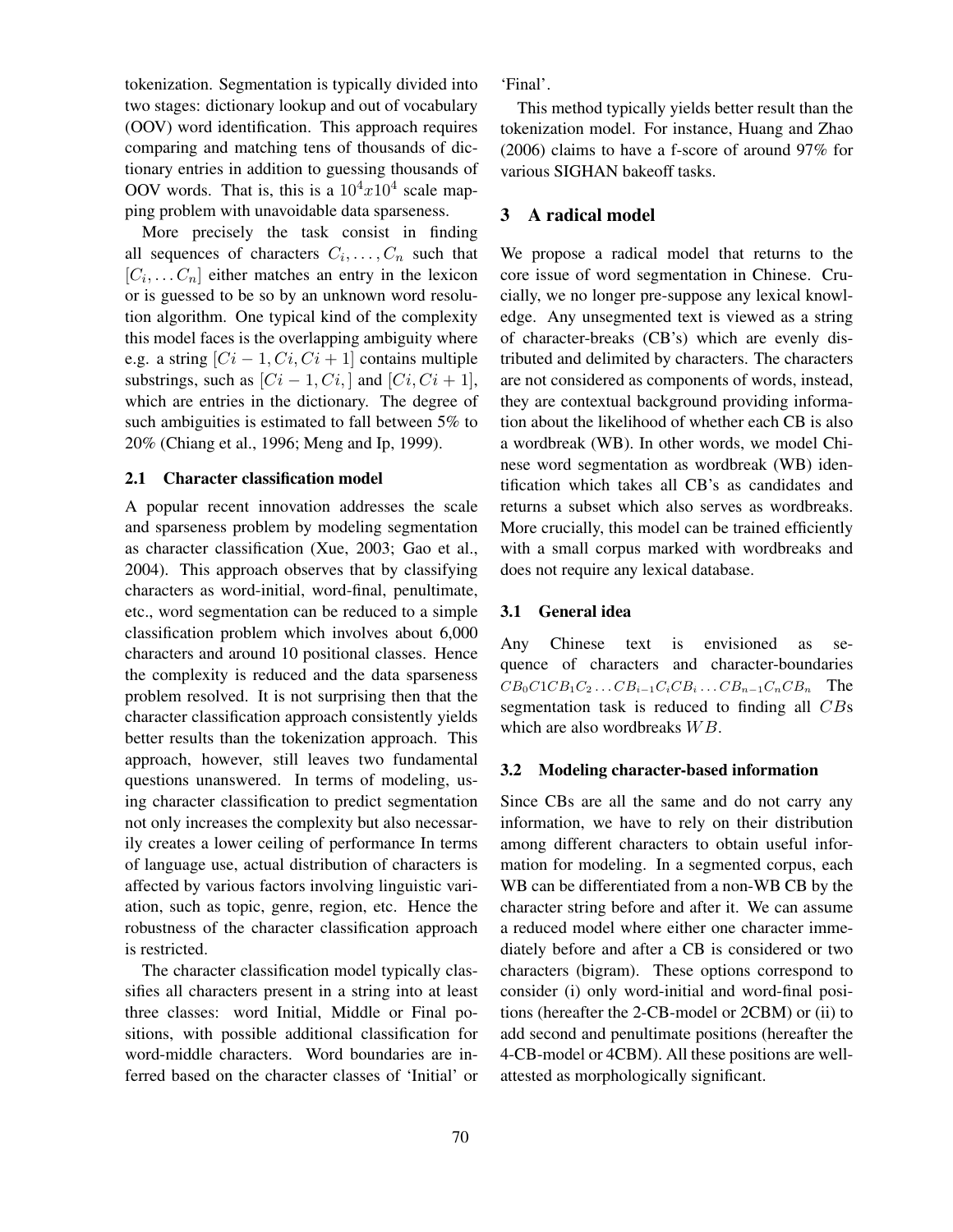tokenization. Segmentation is typically divided into two stages: dictionary lookup and out of vocabulary (OOV) word identification. This approach requires comparing and matching tens of thousands of dictionary entries in addition to guessing thousands of OOV words. That is, this is a $10^4 x 10^4$ scale mapping problem with unavoidable data sparseness.

More precisely the task consist in finding all sequences of characters $C_i, \ldots, C_n$ such that $[C_i, \ldots C_n]$ either matches an entry in the lexicon or is guessed to be so by an unknown word resolution algorithm. One typical kind of the complexity this model faces is the overlapping ambiguity where e.g. a string $[Ci-1, Ci, Ci+1]$ contains multiple substrings, such as $[Ci-1, Ci,]$ and $[Ci, Ci+1]$, which are entries in the dictionary. The degree of such ambiguities is estimated to fall between 5% to 20% (Chiang et al., 1996; Meng and Ip, 1999).

### 2.1 Character classification model

A popular recent innovation addresses the scale and sparseness problem by modeling segmentation as character classification (Xue, 2003; Gao et al., 2004). This approach observes that by classifying characters as word-initial, word-final, penultimate, etc., word segmentation can be reduced to a simple classification problem which involves about 6,000 characters and around 10 positional classes. Hence the complexity is reduced and the data sparseness problem resolved. It is not surprising then that the character classification approach consistently yields better results than the tokenization approach. This approach, however, still leaves two fundamental questions unanswered. In terms of modeling, using character classification to predict segmentation not only increases the complexity but also necessarily creates a lower ceiling of performance In terms of language use, actual distribution of characters is affected by various factors involving linguistic variation, such as topic, genre, region, etc. Hence the robustness of the character classification approach is restricted.

The character classification model typically classifies all characters present in a string into at least three classes: word Initial, Middle or Final positions, with possible additional classification for word-middle characters. Word boundaries are inferred based on the character classes of 'Initial' or 'Final'.

This method typically yields better result than the tokenization model. For instance, Huang and Zhao (2006) claims to have a f-score of around 97% for various SIGHAN bakeoff tasks.

## 3 A radical model

We propose a radical model that returns to the core issue of word segmentation in Chinese. Crucially, we no longer pre-suppose any lexical knowledge. Any unsegmented text is viewed as a string of character-breaks (CB's) which are evenly distributed and delimited by characters. The characters are not considered as components of words, instead, they are contextual background providing information about the likelihood of whether each CB is also a wordbreak (WB). In other words, we model Chinese word segmentation as wordbreak (WB) identification which takes all CB's as candidates and returns a subset which also serves as wordbreaks. More crucially, this model can be trained efficiently with a small corpus marked with wordbreaks and does not require any lexical database.

### 3.1 General idea

Any Chinese text is envisioned as sequence of characters and character-boundaries $CB_0 C1 CB_1 C_2 \ldots CB_{i-1} C_i CB_i \ldots CB_{n-1} C_n CB_n$ The segmentation task is reduced to finding all $CB$s which are also wordbreaks $WB$.

### 3.2 Modeling character-based information

Since CBs are all the same and do not carry any information, we have to rely on their distribution among different characters to obtain useful information for modeling. In a segmented corpus, each WB can be differentiated from a non-WB CB by the character string before and after it. We can assume a reduced model where either one character immediately before and after a CB is considered or two characters (bigram). These options correspond to consider (i) only word-initial and word-final positions (hereafter the 2-CB-model or 2CBM) or (ii) to add second and penultimate positions (hereafter the 4-CB-model or 4CBM). All these positions are well-attested as morphologically significant.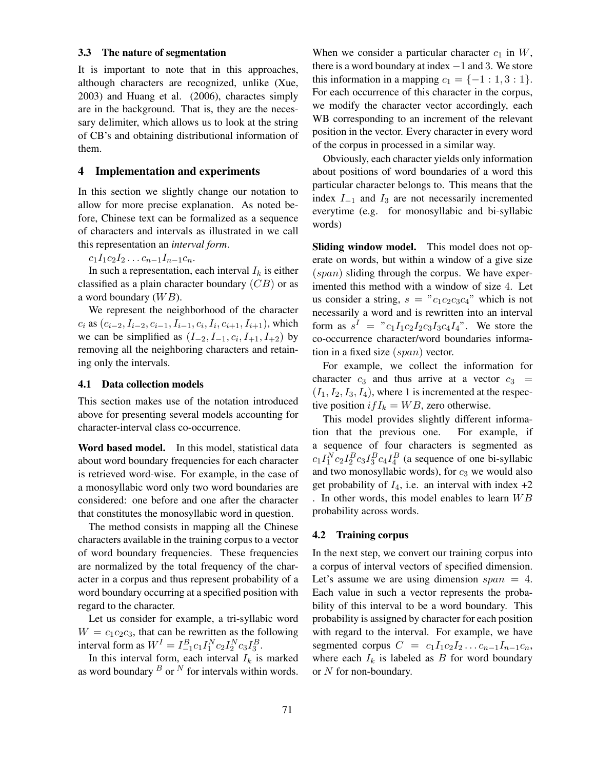### 3.3 The nature of segmentation

It is important to note that in this approaches, although characters are recognized, unlike (Xue, 2003) and Huang et al. (2006), charactes simply are in the background. That is, they are the necessary delimiter, which allows us to look at the string of CB's and obtaining distributional information of them.

## 4 Implementation and experiments

In this section we slightly change our notation to allow for more precise explanation. As noted before, Chinese text can be formalized as a sequence of characters and intervals as illustrated in we call this representation an *interval form*.

$c_1 I_1 c_2 I_2 \ldots c_{n-1} I_{n-1} c_n$.

In such a representation, each interval $I_k$ is either classified as a plain character boundary $(CB)$ or as a word boundary $(WB)$.

We represent the neighborhood of the character $c_i$ as $(c_{i-2}, I_{i-2}, c_{i-1}, I_{i-1}, c_i, I_i, c_{i+1}, I_{i+1})$, which we can be simplified as $(I_{-2}, I_{-1}, c_i, I_{+1}, I_{+2})$ by removing all the neighboring characters and retaining only the intervals.

### 4.1 Data collection models

This section makes use of the notation introduced above for presenting several models accounting for character-interval class co-occurrence.

**Word based model.** In this model, statistical data about word boundary frequencies for each character is retrieved word-wise. For example, in the case of a monosyllabic word only two word boundaries are considered: one before and one after the character that constitutes the monosyllabic word in question.

The method consists in mapping all the Chinese characters available in the training corpus to a vector of word boundary frequencies. These frequencies are normalized by the total frequency of the character in a corpus and thus represent probability of a word boundary occurring at a specified position with regard to the character.

Let us consider for example, a tri-syllabic word $W = c_1 c_2 c_3$, that can be rewritten as the following interval form as $W^I = I^B_{-1} c_1 I^N_1 c_2 I^N_2 c_3 I^B_3$.

In this interval form, each interval $I_k$ is marked as word boundary $^B$ or $^N$ for intervals within words. When we consider a particular character $c_1$ in $W$, there is a word boundary at index $-1$ and $3$. We store this information in a mapping $c_1 = \{-1 : 1, 3 : 1\}$. For each occurrence of this character in the corpus, we modify the character vector accordingly, each WB corresponding to an increment of the relevant position in the vector. Every character in every word of the corpus in processed in a similar way.

Obviously, each character yields only information about positions of word boundaries of a word this particular character belongs to. This means that the index $I_{-1}$ and $I_3$ are not necessarily incremented everytime (e.g. for monosyllabic and bi-syllabic words)

**Sliding window model.** This model does not operate on words, but within a window of a give size $(span)$ sliding through the corpus. We have experimented this method with a window of size $4$. Let us consider a string, $s =$ "$c_1 c_2 c_3 c_4$" which is not necessarily a word and is rewritten into an interval form as $s^I =$ "$c_1 I_1 c_2 I_2 c_3 I_3 c_4 I_4$". We store the co-occurrence character/word boundaries information in a fixed size $(span)$ vector.

For example, we collect the information for character $c_3$ and thus arrive at a vector $c_3 = (I_1, I_2, I_3, I_4)$, where $1$ is incremented at the respective position $if I_k = WB$, zero otherwise.

This model provides slightly different information that the previous one. For example, if a sequence of four characters is segmented as $c_1 I^N_1 c_2 I^B_2 c_3 I^B_3 c_4 I^B_4$ (a sequence of one bi-syllabic and two monosyllabic words), for $c_3$ we would also get probability of $I_4$, i.e. an interval with index +2 . In other words, this model enables to learn $WB$ probability across words.

### 4.2 Training corpus

In the next step, we convert our training corpus into a corpus of interval vectors of specified dimension. Let's assume we are using dimension $span = 4$. Each value in such a vector represents the probability of this interval to be a word boundary. This probability is assigned by character for each position with regard to the interval. For example, we have segmented corpus $C = c_1 I_1 c_2 I_2 \ldots c_{n-1} I_{n-1} c_n$, where each $I_k$ is labeled as $B$ for word boundary or $N$ for non-boundary.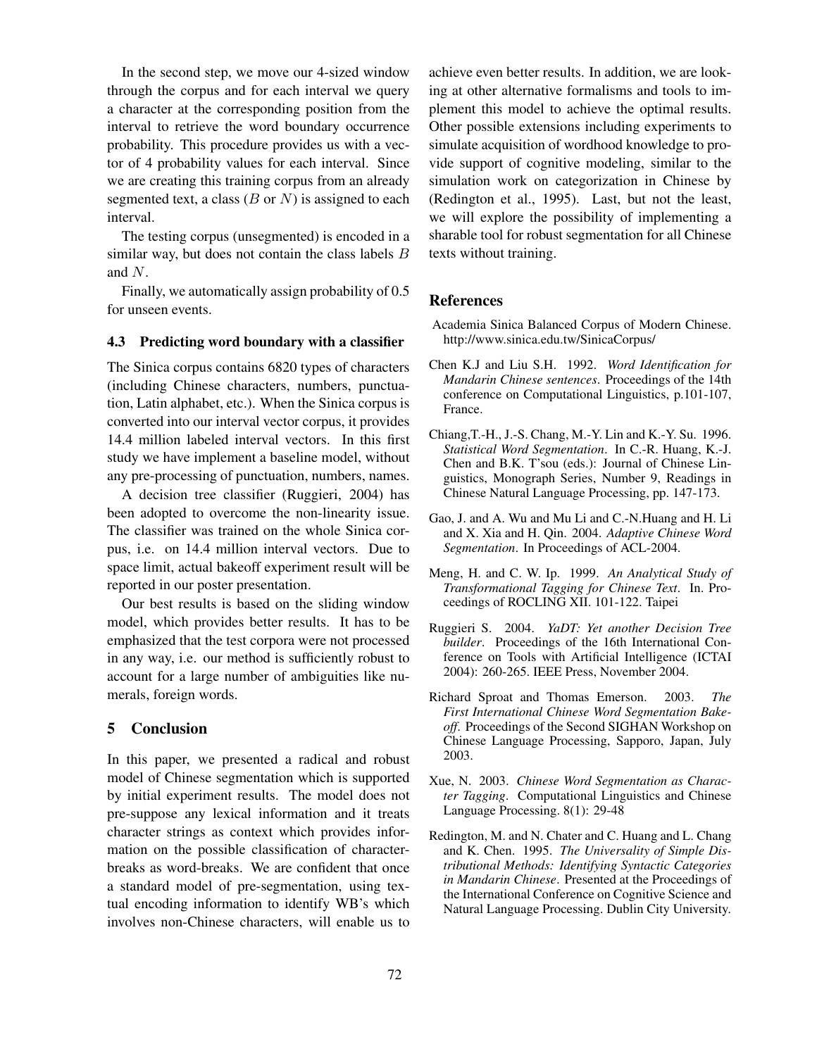In the second step, we move our 4-sized window through the corpus and for each interval we query a character at the corresponding position from the interval to retrieve the word boundary occurrence probability. This procedure provides us with a vector of 4 probability values for each interval. Since we are creating this training corpus from an already segmented text, a class ($B$ or $N$) is assigned to each interval.

The testing corpus (unsegmented) is encoded in a similar way, but does not contain the class labels $B$ and $N$.

Finally, we automatically assign probability of 0.5 for unseen events.

### 4.3 Predicting word boundary with a classifier

The Sinica corpus contains 6820 types of characters (including Chinese characters, numbers, punctuation, Latin alphabet, etc.). When the Sinica corpus is converted into our interval vector corpus, it provides 14.4 million labeled interval vectors. In this first study we have implement a baseline model, without any pre-processing of punctuation, numbers, names.

A decision tree classifier (Ruggieri, 2004) has been adopted to overcome the non-linearity issue. The classifier was trained on the whole Sinica corpus, i.e. on 14.4 million interval vectors. Due to space limit, actual bakeoff experiment result will be reported in our poster presentation.

Our best results is based on the sliding window model, which provides better results. It has to be emphasized that the test corpora were not processed in any way, i.e. our method is sufficiently robust to account for a large number of ambiguities like numerals, foreign words.

## 5 Conclusion

In this paper, we presented a radical and robust model of Chinese segmentation which is supported by initial experiment results. The model does not pre-suppose any lexical information and it treats character strings as context which provides information on the possible classification of character-breaks as word-breaks. We are confident that once a standard model of pre-segmentation, using textual encoding information to identify WB's which involves non-Chinese characters, will enable us to achieve even better results. In addition, we are looking at other alternative formalisms and tools to implement this model to achieve the optimal results. Other possible extensions including experiments to simulate acquisition of wordhood knowledge to provide support of cognitive modeling, similar to the simulation work on categorization in Chinese by (Redington et al., 1995). Last, but not the least, we will explore the possibility of implementing a sharable tool for robust segmentation for all Chinese texts without training.

## References

Academia Sinica Balanced Corpus of Modern Chinese. http://www.sinica.edu.tw/SinicaCorpus/

Chen K.J and Liu S.H. 1992. *Word Identification for Mandarin Chinese sentences*. Proceedings of the 14th conference on Computational Linguistics, p.101-107, France.

Chiang,T.-H., J.-S. Chang, M.-Y. Lin and K.-Y. Su. 1996. *Statistical Word Segmentation*. In C.-R. Huang, K.-J. Chen and B.K. T'sou (eds.): Journal of Chinese Linguistics, Monograph Series, Number 9, Readings in Chinese Natural Language Processing, pp. 147-173.

Gao, J. and A. Wu and Mu Li and C.-N.Huang and H. Li and X. Xia and H. Qin. 2004. *Adaptive Chinese Word Segmentation*. In Proceedings of ACL-2004.

Meng, H. and C. W. Ip. 1999. *An Analytical Study of Transformational Tagging for Chinese Text*. In. Proceedings of ROCLING XII. 101-122. Taipei

Ruggieri S. 2004. *YaDT: Yet another Decision Tree builder*. Proceedings of the 16th International Conference on Tools with Artificial Intelligence (ICTAI 2004): 260-265. IEEE Press, November 2004.

Richard Sproat and Thomas Emerson. 2003. *The First International Chinese Word Segmentation Bakeoff*. Proceedings of the Second SIGHAN Workshop on Chinese Language Processing, Sapporo, Japan, July 2003.

Xue, N. 2003. *Chinese Word Segmentation as Character Tagging*. Computational Linguistics and Chinese Language Processing. 8(1): 29-48

Redington, M. and N. Chater and C. Huang and L. Chang and K. Chen. 1995. *The Universality of Simple Distributional Methods: Identifying Syntactic Categories in Mandarin Chinese*. Presented at the Proceedings of the International Conference on Cognitive Science and Natural Language Processing. Dublin City University.